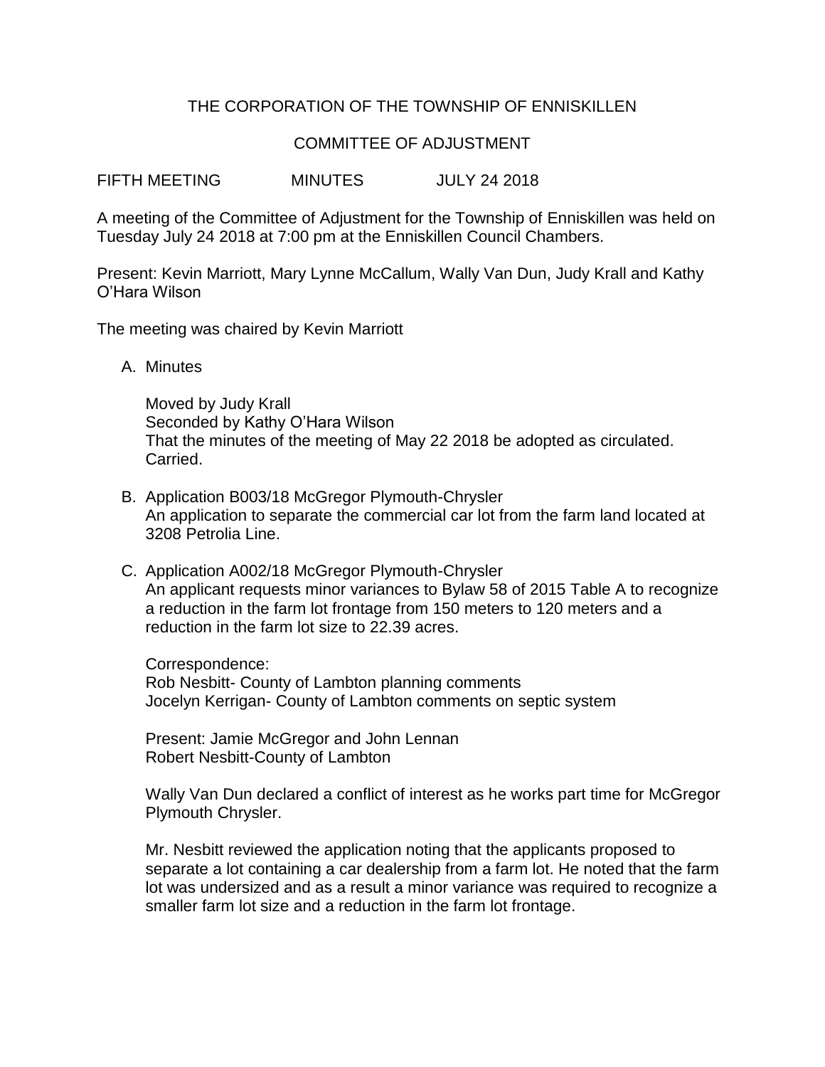THE CORPORATION OF THE TOWNSHIP OF ENNISKILLEN

COMMITTEE OF ADJUSTMENT

FIFTH MEETING MINUTES JULY 24 2018

A meeting of the Committee of Adjustment for the Township of Enniskillen was held on Tuesday July 24 2018 at 7:00 pm at the Enniskillen Council Chambers.

Present: Kevin Marriott, Mary Lynne McCallum, Wally Van Dun, Judy Krall and Kathy O'Hara Wilson

The meeting was chaired by Kevin Marriott

A. Minutes

   Moved by Judy Krall
   Seconded by Kathy O'Hara Wilson
   That the minutes of the meeting of May 22 2018 be adopted as circulated.
   Carried.

B. Application B003/18 McGregor Plymouth-Chrysler
   An application to separate the commercial car lot from the farm land located at 3208 Petrolia Line.

C. Application A002/18 McGregor Plymouth-Chrysler
   An applicant requests minor variances to Bylaw 58 of 2015 Table A to recognize a reduction in the farm lot frontage from 150 meters to 120 meters and a reduction in the farm lot size to 22.39 acres.

   Correspondence:
   Rob Nesbitt- County of Lambton planning comments
   Jocelyn Kerrigan- County of Lambton comments on septic system

   Present: Jamie McGregor and John Lennan
   Robert Nesbitt-County of Lambton

   Wally Van Dun declared a conflict of interest as he works part time for McGregor Plymouth Chrysler.

   Mr. Nesbitt reviewed the application noting that the applicants proposed to separate a lot containing a car dealership from a farm lot. He noted that the farm lot was undersized and as a result a minor variance was required to recognize a smaller farm lot size and a reduction in the farm lot frontage.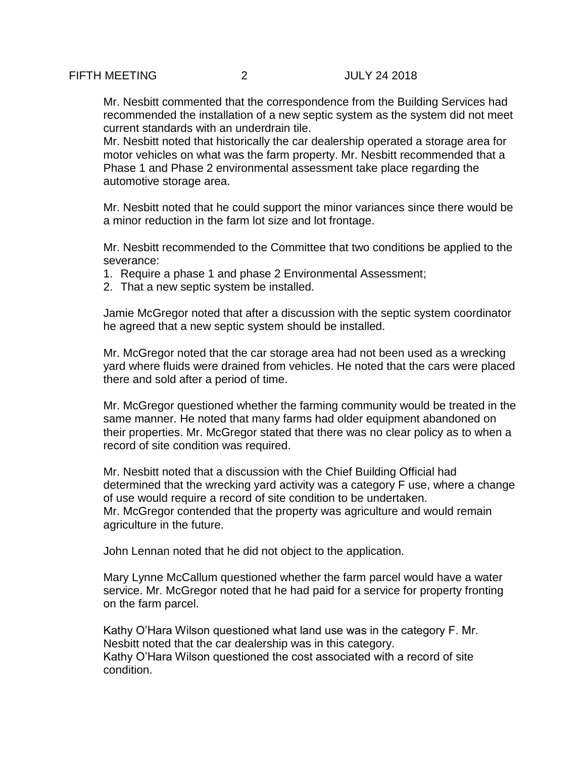Mr. Nesbitt commented that the correspondence from the Building Services had recommended the installation of a new septic system as the system did not meet current standards with an underdrain tile.
Mr. Nesbitt noted that historically the car dealership operated a storage area for motor vehicles on what was the farm property. Mr. Nesbitt recommended that a Phase 1 and Phase 2 environmental assessment take place regarding the automotive storage area.

Mr. Nesbitt noted that he could support the minor variances since there would be a minor reduction in the farm lot size and lot frontage.

Mr. Nesbitt recommended to the Committee that two conditions be applied to the severance:

1. Require a phase 1 and phase 2 Environmental Assessment;
2. That a new septic system be installed.

Jamie McGregor noted that after a discussion with the septic system coordinator he agreed that a new septic system should be installed.

Mr. McGregor noted that the car storage area had not been used as a wrecking yard where fluids were drained from vehicles. He noted that the cars were placed there and sold after a period of time.

Mr. McGregor questioned whether the farming community would be treated in the same manner. He noted that many farms had older equipment abandoned on their properties. Mr. McGregor stated that there was no clear policy as to when a record of site condition was required.

Mr. Nesbitt noted that a discussion with the Chief Building Official had determined that the wrecking yard activity was a category F use, where a change of use would require a record of site condition to be undertaken.
Mr. McGregor contended that the property was agriculture and would remain agriculture in the future.

John Lennan noted that he did not object to the application.

Mary Lynne McCallum questioned whether the farm parcel would have a water service. Mr. McGregor noted that he had paid for a service for property fronting on the farm parcel.

Kathy O'Hara Wilson questioned what land use was in the category F. Mr. Nesbitt noted that the car dealership was in this category.
Kathy O'Hara Wilson questioned the cost associated with a record of site condition.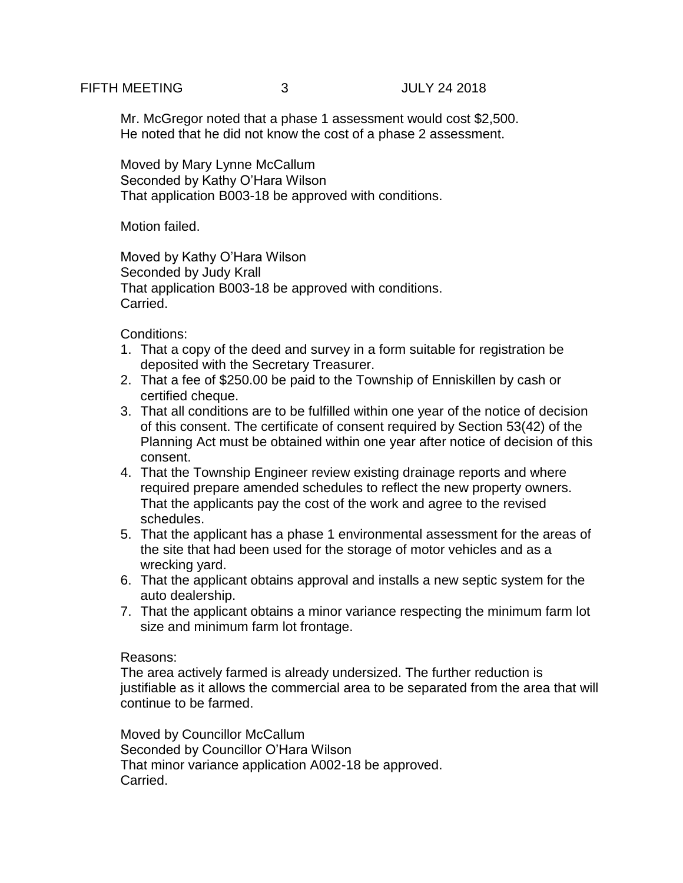Mr. McGregor noted that a phase 1 assessment would cost $2,500. He noted that he did not know the cost of a phase 2 assessment.

Moved by Mary Lynne McCallum
Seconded by Kathy O'Hara Wilson
That application B003-18 be approved with conditions.

Motion failed.

Moved by Kathy O'Hara Wilson
Seconded by Judy Krall
That application B003-18 be approved with conditions.
Carried.

Conditions:

1. That a copy of the deed and survey in a form suitable for registration be deposited with the Secretary Treasurer.
2. That a fee of $250.00 be paid to the Township of Enniskillen by cash or certified cheque.
3. That all conditions are to be fulfilled within one year of the notice of decision of this consent. The certificate of consent required by Section 53(42) of the Planning Act must be obtained within one year after notice of decision of this consent.
4. That the Township Engineer review existing drainage reports and where required prepare amended schedules to reflect the new property owners. That the applicants pay the cost of the work and agree to the revised schedules.
5. That the applicant has a phase 1 environmental assessment for the areas of the site that had been used for the storage of motor vehicles and as a wrecking yard.
6. That the applicant obtains approval and installs a new septic system for the auto dealership.
7. That the applicant obtains a minor variance respecting the minimum farm lot size and minimum farm lot frontage.

Reasons:
The area actively farmed is already undersized. The further reduction is justifiable as it allows the commercial area to be separated from the area that will continue to be farmed.

Moved by Councillor McCallum
Seconded by Councillor O'Hara Wilson
That minor variance application A002-18 be approved.
Carried.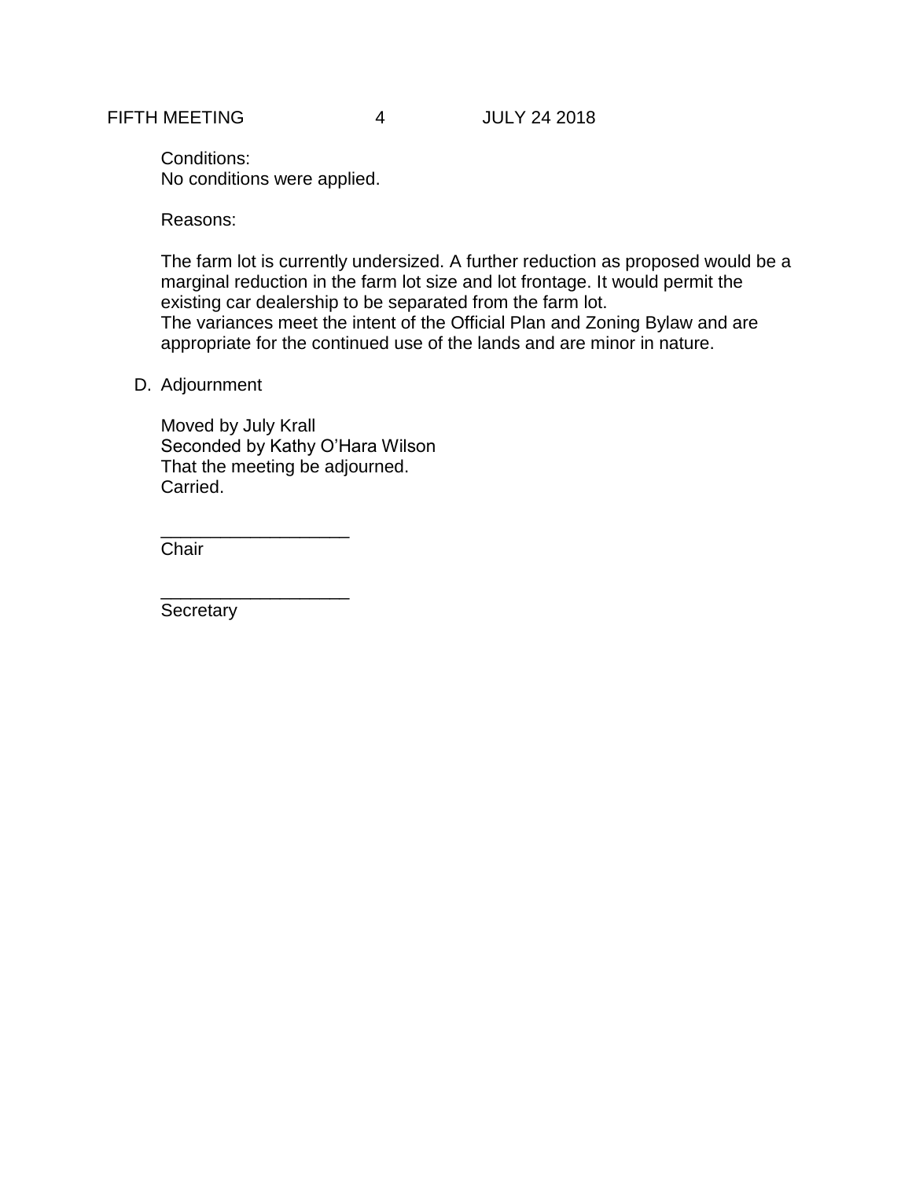Conditions:
No conditions were applied.

Reasons:

The farm lot is currently undersized. A further reduction as proposed would be a marginal reduction in the farm lot size and lot frontage. It would permit the existing car dealership to be separated from the farm lot.
The variances meet the intent of the Official Plan and Zoning Bylaw and are appropriate for the continued use of the lands and are minor in nature.

D. Adjournment

Moved by July Krall
Seconded by Kathy O'Hara Wilson
That the meeting be adjourned.
Carried.

___________________
Chair

___________________
Secretary